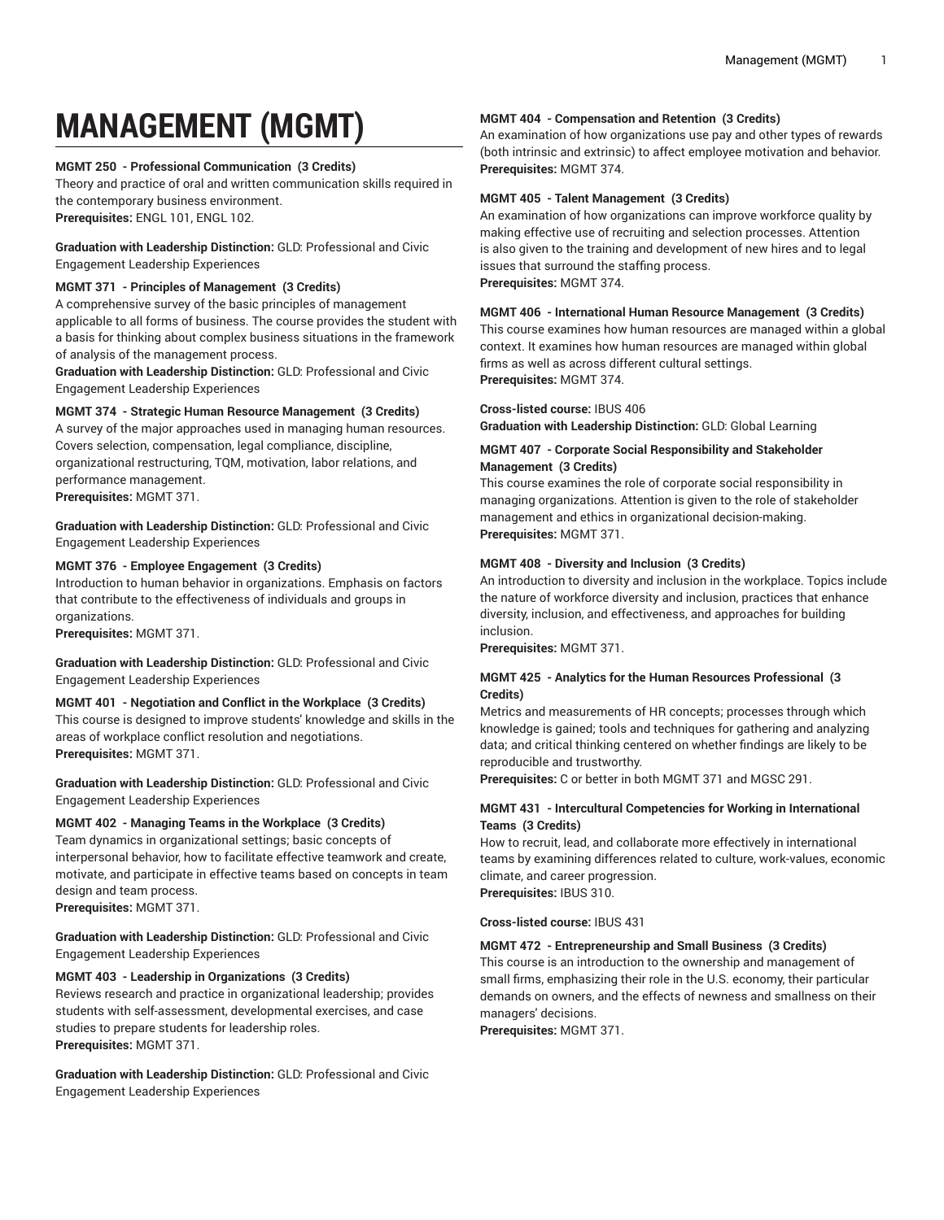# MANAGEMENT (MGMT)

**MGMT 250 - Professional Communication (3 Credits)**
Theory and practice of oral and written communication skills required in the contemporary business environment.
**Prerequisites:** ENGL 101, ENGL 102.

**Graduation with Leadership Distinction:** GLD: Professional and Civic Engagement Leadership Experiences

**MGMT 371 - Principles of Management (3 Credits)**
A comprehensive survey of the basic principles of management applicable to all forms of business. The course provides the student with a basis for thinking about complex business situations in the framework of analysis of the management process.
**Graduation with Leadership Distinction:** GLD: Professional and Civic Engagement Leadership Experiences

**MGMT 374 - Strategic Human Resource Management (3 Credits)**
A survey of the major approaches used in managing human resources. Covers selection, compensation, legal compliance, discipline, organizational restructuring, TQM, motivation, labor relations, and performance management.
**Prerequisites:** MGMT 371.

**Graduation with Leadership Distinction:** GLD: Professional and Civic Engagement Leadership Experiences

**MGMT 376 - Employee Engagement (3 Credits)**
Introduction to human behavior in organizations. Emphasis on factors that contribute to the effectiveness of individuals and groups in organizations.
**Prerequisites:** MGMT 371.

**Graduation with Leadership Distinction:** GLD: Professional and Civic Engagement Leadership Experiences

**MGMT 401 - Negotiation and Conflict in the Workplace (3 Credits)**
This course is designed to improve students' knowledge and skills in the areas of workplace conflict resolution and negotiations.
**Prerequisites:** MGMT 371.

**Graduation with Leadership Distinction:** GLD: Professional and Civic Engagement Leadership Experiences

**MGMT 402 - Managing Teams in the Workplace (3 Credits)**
Team dynamics in organizational settings; basic concepts of interpersonal behavior, how to facilitate effective teamwork and create, motivate, and participate in effective teams based on concepts in team design and team process.
**Prerequisites:** MGMT 371.

**Graduation with Leadership Distinction:** GLD: Professional and Civic Engagement Leadership Experiences

**MGMT 403 - Leadership in Organizations (3 Credits)**
Reviews research and practice in organizational leadership; provides students with self-assessment, developmental exercises, and case studies to prepare students for leadership roles.
**Prerequisites:** MGMT 371.

**Graduation with Leadership Distinction:** GLD: Professional and Civic Engagement Leadership Experiences

**MGMT 404 - Compensation and Retention (3 Credits)**
An examination of how organizations use pay and other types of rewards (both intrinsic and extrinsic) to affect employee motivation and behavior.
**Prerequisites:** MGMT 374.

**MGMT 405 - Talent Management (3 Credits)**
An examination of how organizations can improve workforce quality by making effective use of recruiting and selection processes. Attention is also given to the training and development of new hires and to legal issues that surround the staffing process.
**Prerequisites:** MGMT 374.

**MGMT 406 - International Human Resource Management (3 Credits)**
This course examines how human resources are managed within a global context. It examines how human resources are managed within global firms as well as across different cultural settings.
**Prerequisites:** MGMT 374.

**Cross-listed course:** IBUS 406
**Graduation with Leadership Distinction:** GLD: Global Learning

**MGMT 407 - Corporate Social Responsibility and Stakeholder Management (3 Credits)**
This course examines the role of corporate social responsibility in managing organizations. Attention is given to the role of stakeholder management and ethics in organizational decision-making.
**Prerequisites:** MGMT 371.

**MGMT 408 - Diversity and Inclusion (3 Credits)**
An introduction to diversity and inclusion in the workplace. Topics include the nature of workforce diversity and inclusion, practices that enhance diversity, inclusion, and effectiveness, and approaches for building inclusion.
**Prerequisites:** MGMT 371.

**MGMT 425 - Analytics for the Human Resources Professional (3 Credits)**
Metrics and measurements of HR concepts; processes through which knowledge is gained; tools and techniques for gathering and analyzing data; and critical thinking centered on whether findings are likely to be reproducible and trustworthy.
**Prerequisites:** C or better in both MGMT 371 and MGSC 291.

**MGMT 431 - Intercultural Competencies for Working in International Teams (3 Credits)**
How to recruit, lead, and collaborate more effectively in international teams by examining differences related to culture, work-values, economic climate, and career progression.
**Prerequisites:** IBUS 310.

**Cross-listed course:** IBUS 431

**MGMT 472 - Entrepreneurship and Small Business (3 Credits)**
This course is an introduction to the ownership and management of small firms, emphasizing their role in the U.S. economy, their particular demands on owners, and the effects of newness and smallness on their managers' decisions.
**Prerequisites:** MGMT 371.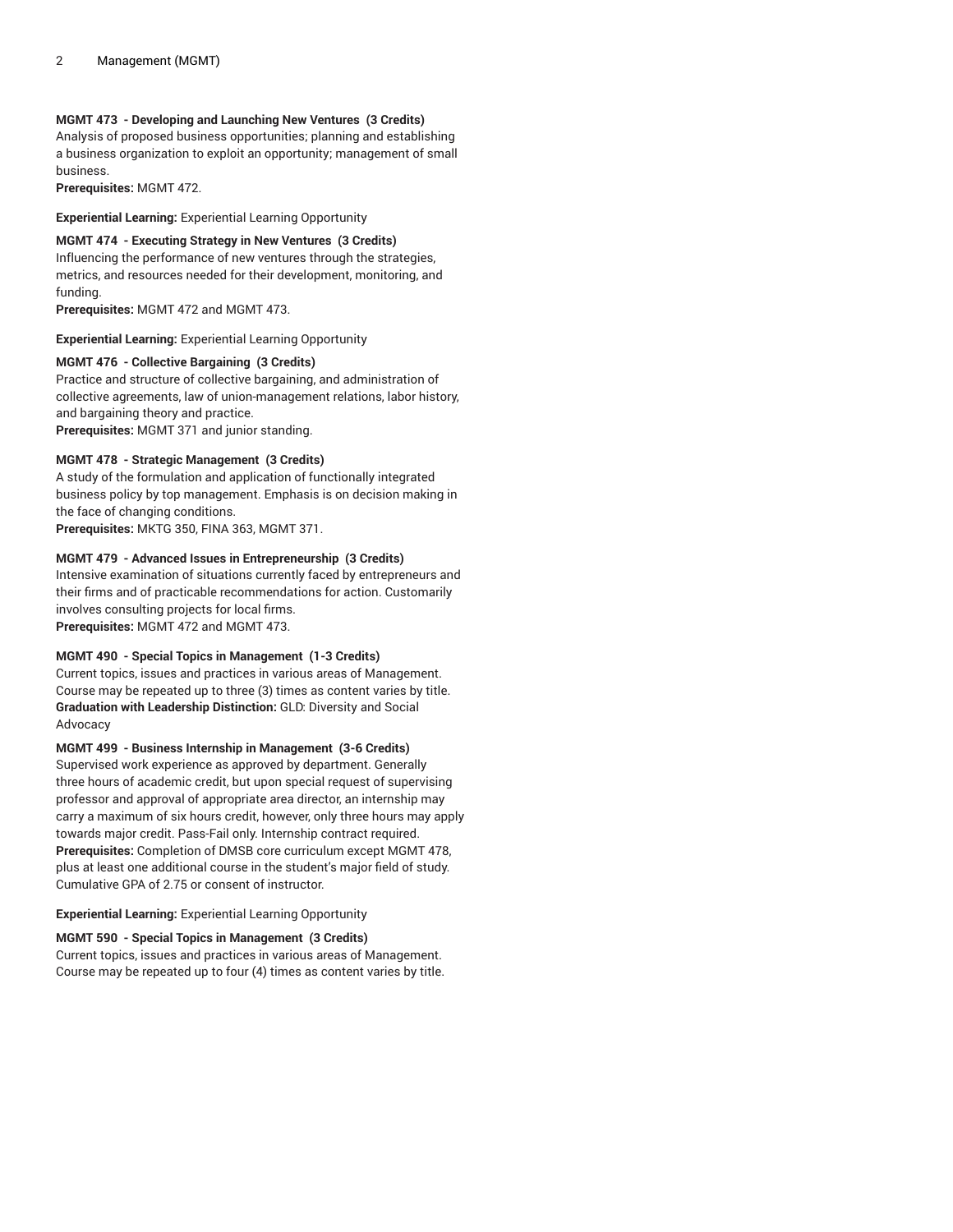**MGMT 473 - Developing and Launching New Ventures (3 Credits)**
Analysis of proposed business opportunities; planning and establishing a business organization to exploit an opportunity; management of small business.
**Prerequisites:** MGMT 472.

**Experiential Learning:** Experiential Learning Opportunity

**MGMT 474 - Executing Strategy in New Ventures (3 Credits)**
Influencing the performance of new ventures through the strategies, metrics, and resources needed for their development, monitoring, and funding.
**Prerequisites:** MGMT 472 and MGMT 473.

**Experiential Learning:** Experiential Learning Opportunity

**MGMT 476 - Collective Bargaining (3 Credits)**
Practice and structure of collective bargaining, and administration of collective agreements, law of union-management relations, labor history, and bargaining theory and practice.
**Prerequisites:** MGMT 371 and junior standing.

**MGMT 478 - Strategic Management (3 Credits)**
A study of the formulation and application of functionally integrated business policy by top management. Emphasis is on decision making in the face of changing conditions.
**Prerequisites:** MKTG 350, FINA 363, MGMT 371.

**MGMT 479 - Advanced Issues in Entrepreneurship (3 Credits)**
Intensive examination of situations currently faced by entrepreneurs and their firms and of practicable recommendations for action. Customarily involves consulting projects for local firms.
**Prerequisites:** MGMT 472 and MGMT 473.

**MGMT 490 - Special Topics in Management (1-3 Credits)**
Current topics, issues and practices in various areas of Management. Course may be repeated up to three (3) times as content varies by title.
**Graduation with Leadership Distinction:** GLD: Diversity and Social Advocacy

**MGMT 499 - Business Internship in Management (3-6 Credits)**
Supervised work experience as approved by department. Generally three hours of academic credit, but upon special request of supervising professor and approval of appropriate area director, an internship may carry a maximum of six hours credit, however, only three hours may apply towards major credit. Pass-Fail only. Internship contract required.
**Prerequisites:** Completion of DMSB core curriculum except MGMT 478, plus at least one additional course in the student's major field of study. Cumulative GPA of 2.75 or consent of instructor.

**Experiential Learning:** Experiential Learning Opportunity

**MGMT 590 - Special Topics in Management (3 Credits)**
Current topics, issues and practices in various areas of Management. Course may be repeated up to four (4) times as content varies by title.